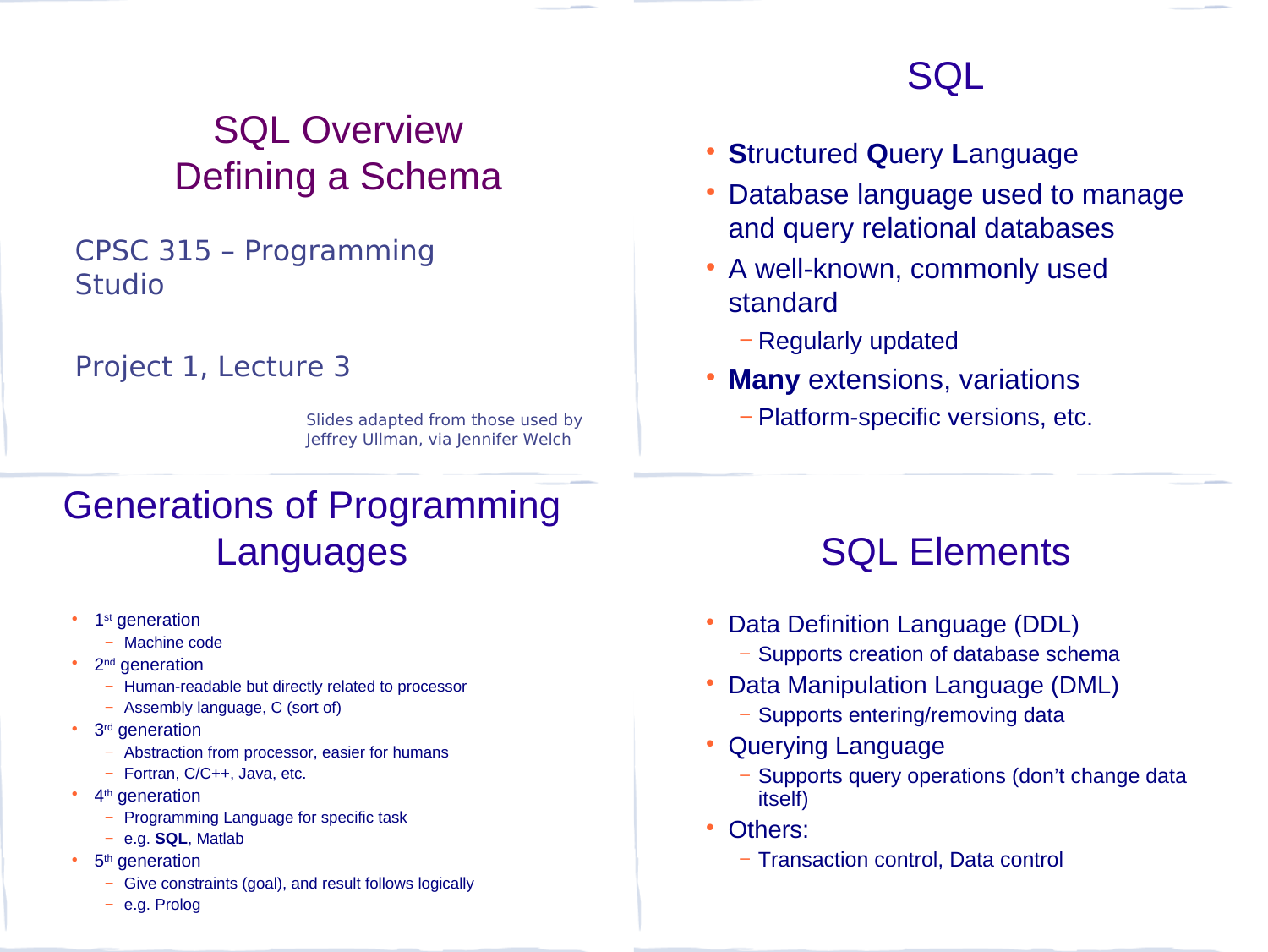# SQL Overview
# Defining a Schema

CPSC 315 – Programming Studio

Project 1, Lecture 3

Slides adapted from those used by Jeffrey Ullman, via Jennifer Welch

## SQL

- **S**tructured **Q**uery **L**anguage
- Database language used to manage and query relational databases
- A well-known, commonly used standard
  - Regularly updated
- **Many** extensions, variations
  - Platform-specific versions, etc.

## Generations of Programming Languages

- 1st generation
  - Machine code
- 2nd generation
  - Human-readable but directly related to processor
  - Assembly language, C (sort of)
- 3rd generation
  - Abstraction from processor, easier for humans
  - Fortran, C/C++, Java, etc.
- 4th generation
  - Programming Language for specific task
  - e.g. **SQL**, Matlab
- 5th generation
  - Give constraints (goal), and result follows logically
  - e.g. Prolog

## SQL Elements

- Data Definition Language (DDL)
  - Supports creation of database schema
- Data Manipulation Language (DML)
  - Supports entering/removing data
- Querying Language
  - Supports query operations (don't change data itself)
- Others:
  - Transaction control, Data control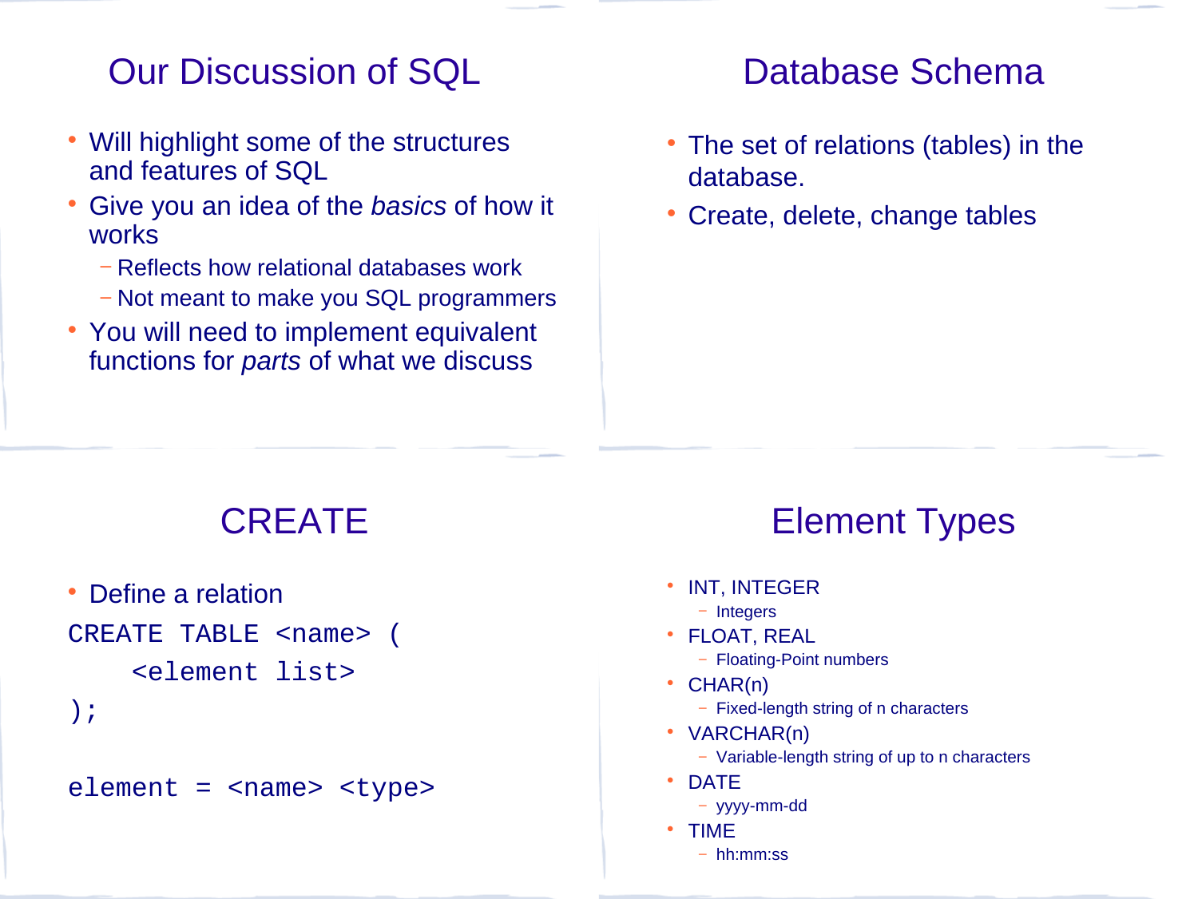## Our Discussion of SQL

- Will highlight some of the structures and features of SQL
- Give you an idea of the *basics* of how it works
  - Reflects how relational databases work
  - Not meant to make you SQL programmers
- You will need to implement equivalent functions for *parts* of what we discuss

## Database Schema

- The set of relations (tables) in the database.
- Create, delete, change tables

## CREATE

- Define a relation

```
CREATE TABLE <name> (
    <element list>
);

element = <name> <type>
```

## Element Types

- INT, INTEGER
  - Integers
- FLOAT, REAL
  - Floating-Point numbers
- CHAR(n)
  - Fixed-length string of n characters
- VARCHAR(n)
  - Variable-length string of up to n characters
- DATE
  - yyyy-mm-dd
- TIME
  - hh:mm:ss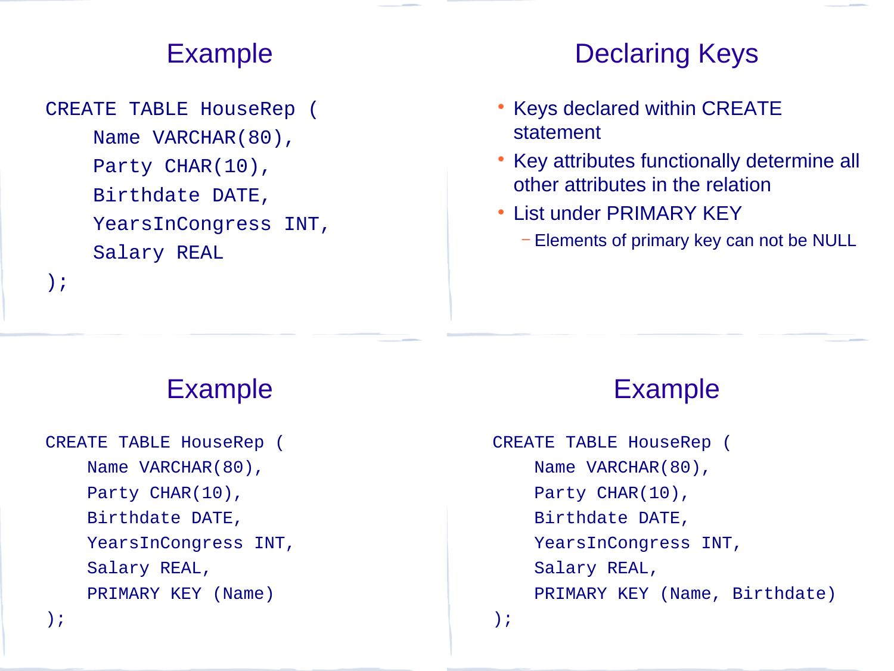## Example

```
CREATE TABLE HouseRep (
    Name VARCHAR(80),
    Party CHAR(10),
    Birthdate DATE,
    YearsInCongress INT,
    Salary REAL
);
```

## Declaring Keys

- Keys declared within CREATE statement
- Key attributes functionally determine all other attributes in the relation
- List under PRIMARY KEY
  - Elements of primary key can not be NULL

## Example

```
CREATE TABLE HouseRep (
    Name VARCHAR(80),
    Party CHAR(10),
    Birthdate DATE,
    YearsInCongress INT,
    Salary REAL,
    PRIMARY KEY (Name)
);
```

## Example

```
CREATE TABLE HouseRep (
    Name VARCHAR(80),
    Party CHAR(10),
    Birthdate DATE,
    YearsInCongress INT,
    Salary REAL,
    PRIMARY KEY (Name, Birthdate)
);
```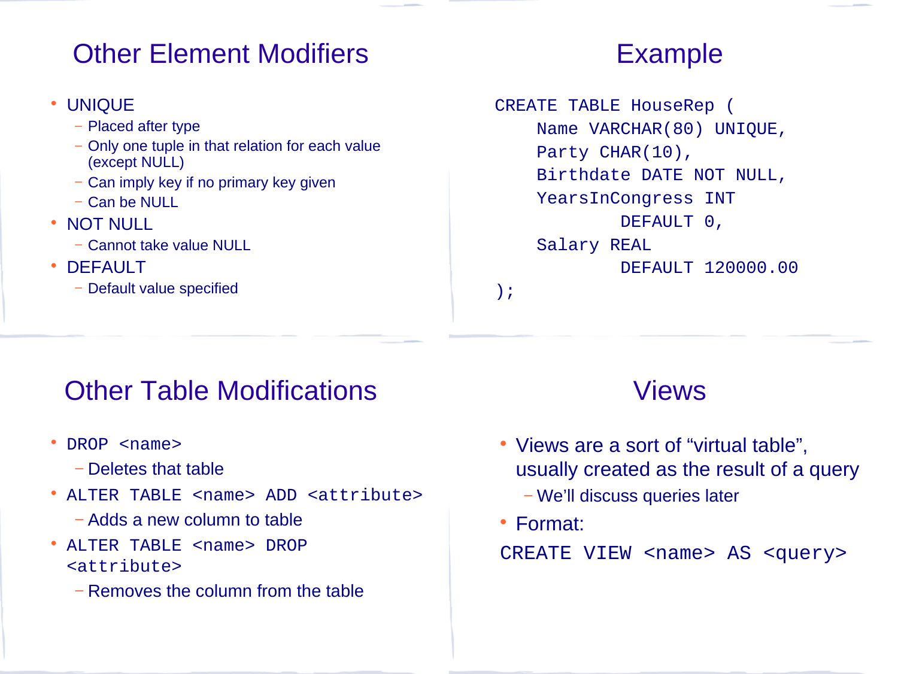## Other Element Modifiers

- UNIQUE
  - Placed after type
  - Only one tuple in that relation for each value (except NULL)
  - Can imply key if no primary key given
  - Can be NULL
- NOT NULL
  - Cannot take value NULL
- DEFAULT
  - Default value specified

## Example

```
CREATE TABLE HouseRep (
    Name VARCHAR(80) UNIQUE,
    Party CHAR(10),
    Birthdate DATE NOT NULL,
    YearsInCongress INT
            DEFAULT 0,
    Salary REAL
            DEFAULT 120000.00
);
```

## Other Table Modifications

- `DROP <name>`
  - Deletes that table
- `ALTER TABLE <name> ADD <attribute>`
  - Adds a new column to table
- `ALTER TABLE <name> DROP <attribute>`
  - Removes the column from the table

## Views

- Views are a sort of "virtual table", usually created as the result of a query
  - We'll discuss queries later
- Format:

```
CREATE VIEW <name> AS <query>
```